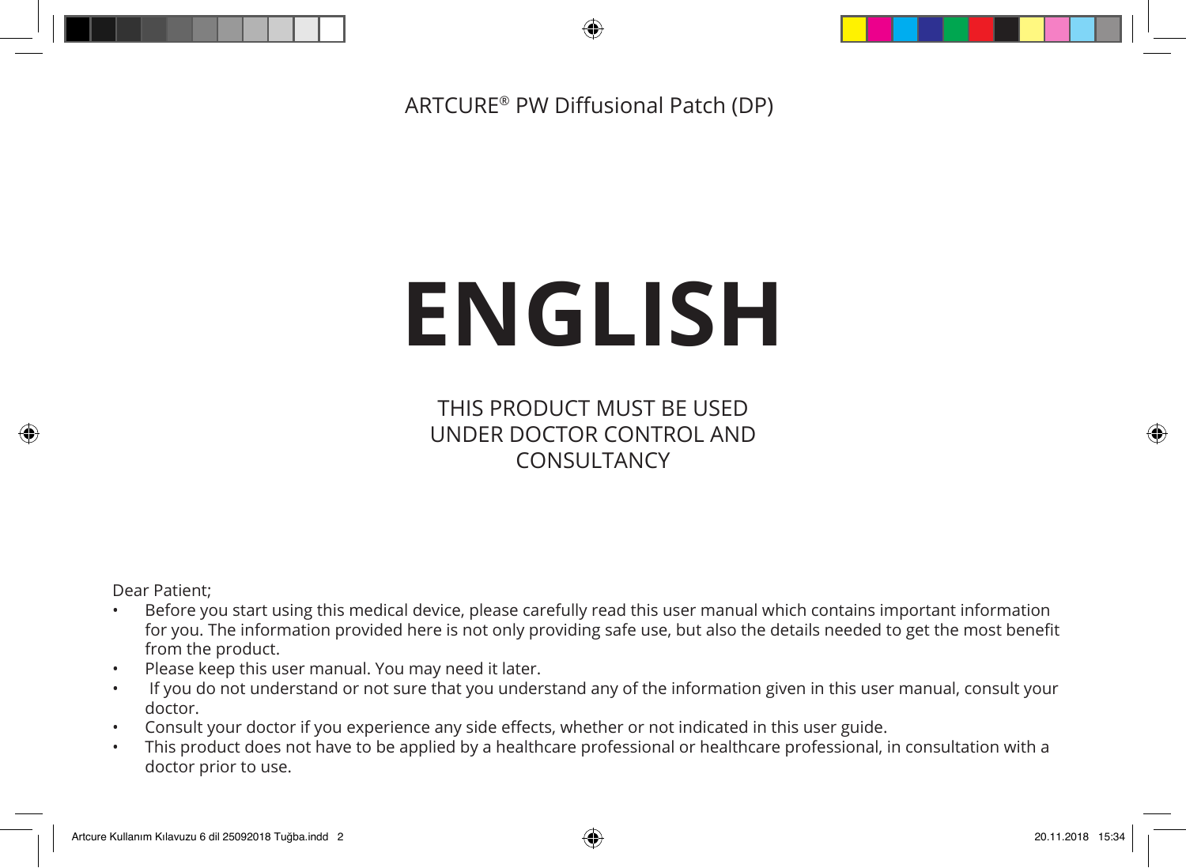ARTCURE® PW Diffusional Patch (DP)

# ENGLISH

THIS PRODUCT MUST BE USED
UNDER DOCTOR CONTROL AND
CONSULTANCY

Dear Patient;

- Before you start using this medical device, please carefully read this user manual which contains important information for you. The information provided here is not only providing safe use, but also the details needed to get the most benefit from the product.
- Please keep this user manual. You may need it later.
- If you do not understand or not sure that you understand any of the information given in this user manual, consult your doctor.
- Consult your doctor if you experience any side effects, whether or not indicated in this user guide.
- This product does not have to be applied by a healthcare professional or healthcare professional, in consultation with a doctor prior to use.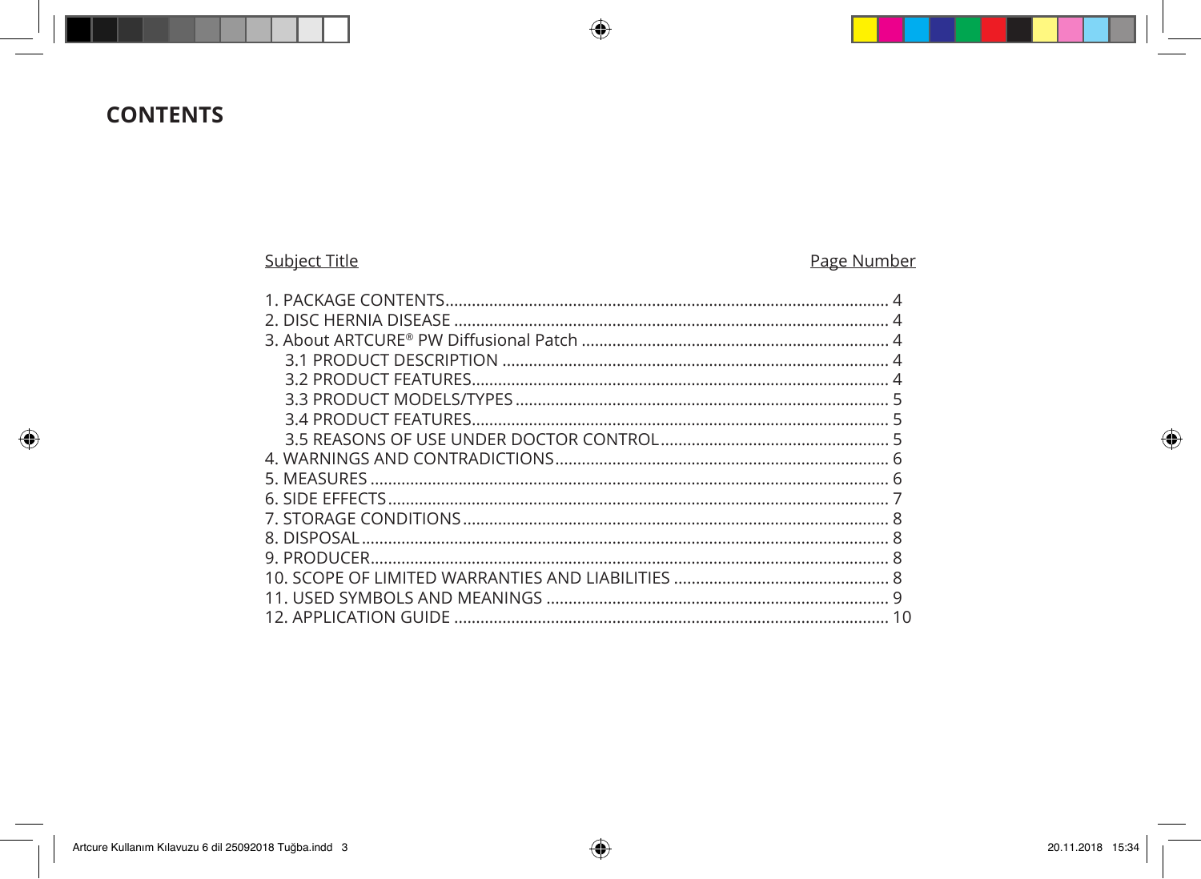# CONTENTS

| Subject Title | Page Number |
|---|---|
| 1. PACKAGE CONTENTS | 4 |
| 2. DISC HERNIA DISEASE | 4 |
| 3. About ARTCURE® PW Diffusional Patch | 4 |
| 3.1 PRODUCT DESCRIPTION | 4 |
| 3.2 PRODUCT FEATURES | 4 |
| 3.3 PRODUCT MODELS/TYPES | 5 |
| 3.4 PRODUCT FEATURES | 5 |
| 3.5 REASONS OF USE UNDER DOCTOR CONTROL | 5 |
| 4. WARNINGS AND CONTRADICTIONS | 6 |
| 5. MEASURES | 6 |
| 6. SIDE EFFECTS | 7 |
| 7. STORAGE CONDITIONS | 8 |
| 8. DISPOSAL | 8 |
| 9. PRODUCER | 8 |
| 10. SCOPE OF LIMITED WARRANTIES AND LIABILITIES | 8 |
| 11. USED SYMBOLS AND MEANINGS | 9 |
| 12. APPLICATION GUIDE | 10 |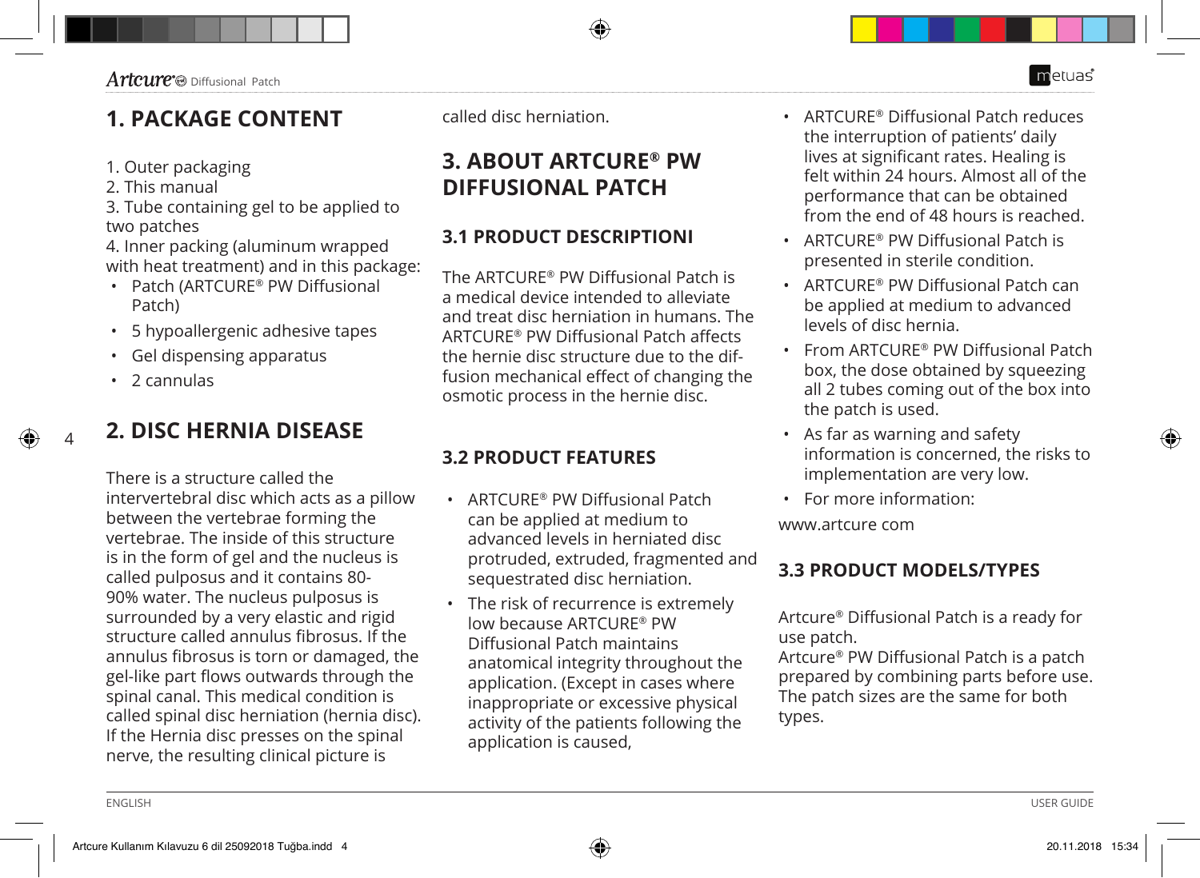## 1. PACKAGE CONTENT

1. Outer packaging
2. This manual
3. Tube containing gel to be applied to two patches
4. Inner packing (aluminum wrapped with heat treatment) and in this package:
   - Patch (ARTCURE® PW Diffusional Patch)
   - 5 hypoallergenic adhesive tapes
   - Gel dispensing apparatus
   - 2 cannulas

## 2. DISC HERNIA DISEASE

There is a structure called the intervertebral disc which acts as a pillow between the vertebrae forming the vertebrae. The inside of this structure is in the form of gel and the nucleus is called pulposus and it contains 80-90% water. The nucleus pulposus is surrounded by a very elastic and rigid structure called annulus fibrosus. If the annulus fibrosus is torn or damaged, the gel-like part flows outwards through the spinal canal. This medical condition is called spinal disc herniation (hernia disc). If the Hernia disc presses on the spinal nerve, the resulting clinical picture is called disc herniation.

## 3. ABOUT ARTCURE® PW DIFFUSIONAL PATCH

### 3.1 PRODUCT DESCRIPTIONI

The ARTCURE® PW Diffusional Patch is a medical device intended to alleviate and treat disc herniation in humans. The ARTCURE® PW Diffusional Patch affects the hernie disc structure due to the diffusion mechanical effect of changing the osmotic process in the hernie disc.

### 3.2 PRODUCT FEATURES

- ARTCURE® PW Diffusional Patch can be applied at medium to advanced levels in herniated disc protruded, extruded, fragmented and sequestrated disc herniation.
- The risk of recurrence is extremely low because ARTCURE® PW Diffusional Patch maintains anatomical integrity throughout the application. (Except in cases where inappropriate or excessive physical activity of the patients following the application is caused,
- ARTCURE® Diffusional Patch reduces the interruption of patients' daily lives at significant rates. Healing is felt within 24 hours. Almost all of the performance that can be obtained from the end of 48 hours is reached.
- ARTCURE® PW Diffusional Patch is presented in sterile condition.
- ARTCURE® PW Diffusional Patch can be applied at medium to advanced levels of disc hernia.
- From ARTCURE® PW Diffusional Patch box, the dose obtained by squeezing all 2 tubes coming out of the box into the patch is used.
- As far as warning and safety information is concerned, the risks to implementation are very low.
- For more information:

www.artcure com

### 3.3 PRODUCT MODELS/TYPES

Artcure® Diffusional Patch is a ready for use patch.
Artcure® PW Diffusional Patch is a patch prepared by combining parts before use.
The patch sizes are the same for both types.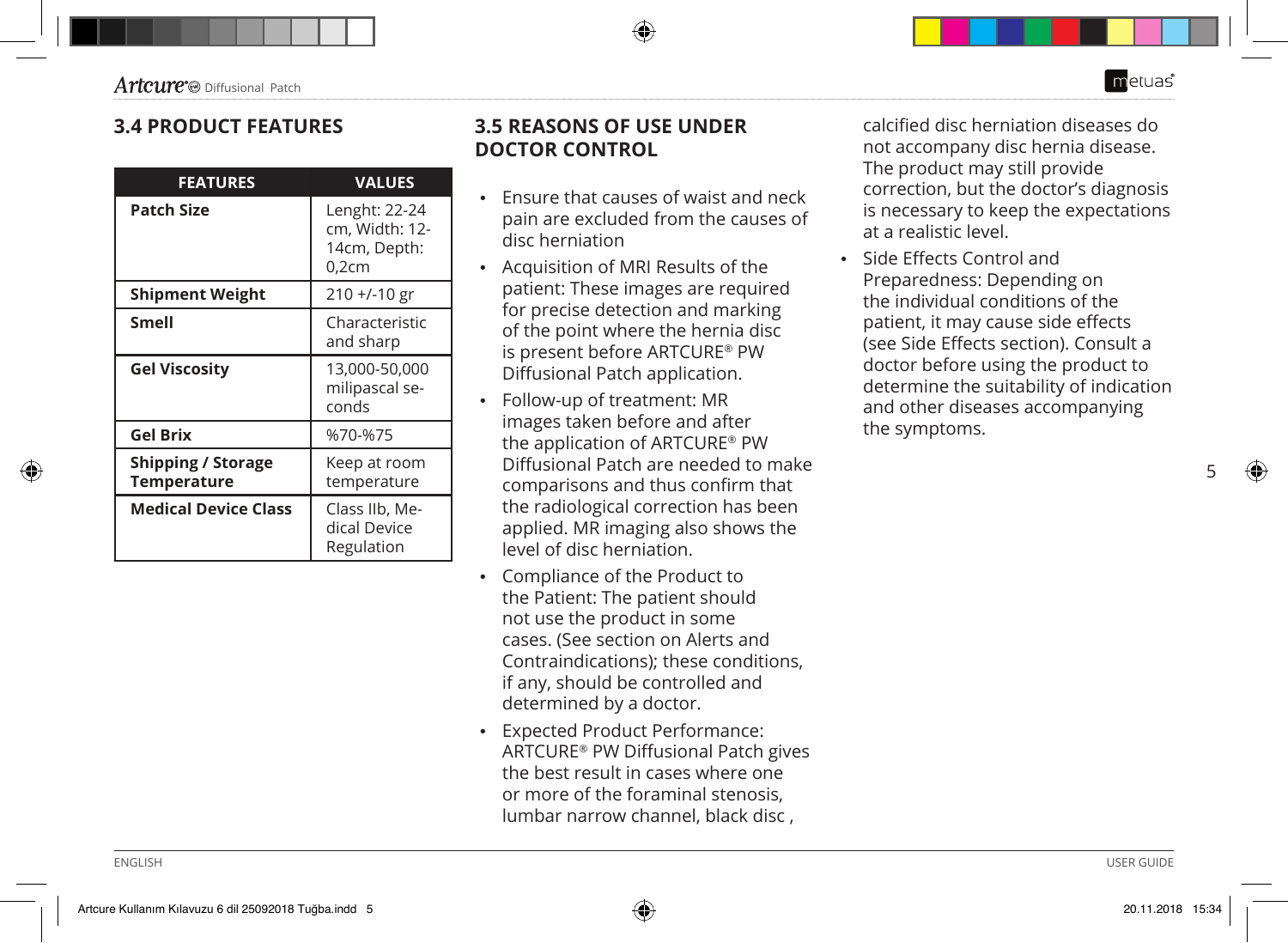## 3.4 PRODUCT FEATURES

| FEATURES | VALUES |
|---|---|
| **Patch Size** | Lenght: 22-24 cm, Width: 12-14cm, Depth: 0,2cm |
| **Shipment Weight** | 210 +/-10 gr |
| **Smell** | Characteristic and sharp |
| **Gel Viscosity** | 13,000-50,000 milipascal seconds |
| **Gel Brix** | %70-%75 |
| **Shipping / Storage Temperature** | Keep at room temperature |
| **Medical Device Class** | Class IIb, Medical Device Regulation |

## 3.5 REASONS OF USE UNDER DOCTOR CONTROL

- Ensure that causes of waist and neck pain are excluded from the causes of disc herniation
- Acquisition of MRI Results of the patient: These images are required for precise detection and marking of the point where the hernia disc is present before ARTCURE® PW Diffusional Patch application.
- Follow-up of treatment: MR images taken before and after the application of ARTCURE® PW Diffusional Patch are needed to make comparisons and thus confirm that the radiological correction has been applied. MR imaging also shows the level of disc herniation.
- Compliance of the Product to the Patient: The patient should not use the product in some cases. (See section on Alerts and Contraindications); these conditions, if any, should be controlled and determined by a doctor.
- Expected Product Performance: ARTCURE® PW Diffusional Patch gives the best result in cases where one or more of the foraminal stenosis, lumbar narrow channel, black disc , calcified disc herniation diseases do not accompany disc hernia disease. The product may still provide correction, but the doctor's diagnosis is necessary to keep the expectations at a realistic level.
- Side Effects Control and Preparedness: Depending on the individual conditions of the patient, it may cause side effects (see Side Effects section). Consult a doctor before using the product to determine the suitability of indication and other diseases accompanying the symptoms.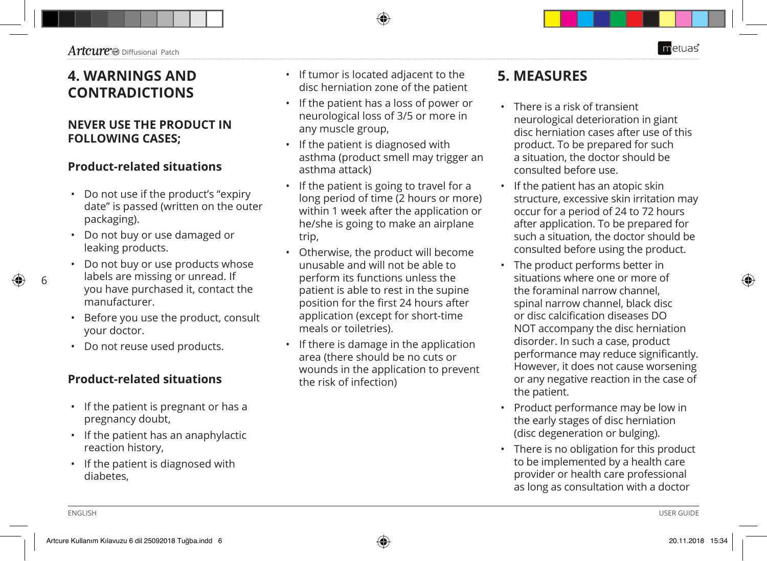## 4. WARNINGS AND CONTRADICTIONS

### NEVER USE THE PRODUCT IN FOLLOWING CASES;

### Product-related situations

- Do not use if the product's "expiry date" is passed (written on the outer packaging).
- Do not buy or use damaged or leaking products.
- Do not buy or use products whose labels are missing or unread. If you have purchased it, contact the manufacturer.
- Before you use the product, consult your doctor.
- Do not reuse used products.

### Product-related situations

- If the patient is pregnant or has a pregnancy doubt,
- If the patient has an anaphylactic reaction history,
- If the patient is diagnosed with diabetes,
- If tumor is located adjacent to the disc herniation zone of the patient
- If the patient has a loss of power or neurological loss of 3/5 or more in any muscle group,
- If the patient is diagnosed with asthma (product smell may trigger an asthma attack)
- If the patient is going to travel for a long period of time (2 hours or more) within 1 week after the application or he/she is going to make an airplane trip,
- Otherwise, the product will become unusable and will not be able to perform its functions unless the patient is able to rest in the supine position for the first 24 hours after application (except for short-time meals or toiletries).
- If there is damage in the application area (there should be no cuts or wounds in the application to prevent the risk of infection)

## 5. MEASURES

- There is a risk of transient neurological deterioration in giant disc herniation cases after use of this product. To be prepared for such a situation, the doctor should be consulted before use.
- If the patient has an atopic skin structure, excessive skin irritation may occur for a period of 24 to 72 hours after application. To be prepared for such a situation, the doctor should be consulted before using the product.
- The product performs better in situations where one or more of the foraminal narrow channel, spinal narrow channel, black disc or disc calcification diseases DO NOT accompany the disc herniation disorder. In such a case, product performance may reduce significantly. However, it does not cause worsening or any negative reaction in the case of the patient.
- Product performance may be low in the early stages of disc herniation (disc degeneration or bulging).
- There is no obligation for this product to be implemented by a health care provider or health care professional as long as consultation with a doctor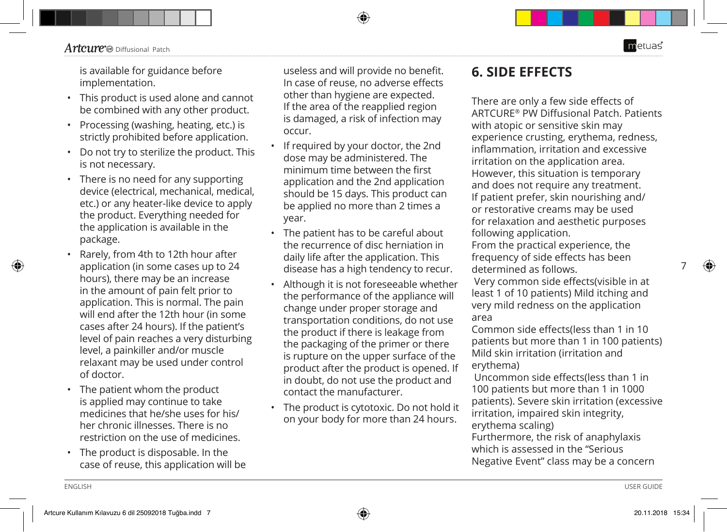is available for guidance before implementation.

- This product is used alone and cannot be combined with any other product.
- Processing (washing, heating, etc.) is strictly prohibited before application.
- Do not try to sterilize the product. This is not necessary.
- There is no need for any supporting device (electrical, mechanical, medical, etc.) or any heater-like device to apply the product. Everything needed for the application is available in the package.
- Rarely, from 4th to 12th hour after application (in some cases up to 24 hours), there may be an increase in the amount of pain felt prior to application. This is normal. The pain will end after the 12th hour (in some cases after 24 hours). If the patient's level of pain reaches a very disturbing level, a painkiller and/or muscle relaxant may be used under control of doctor.
- The patient whom the product is applied may continue to take medicines that he/she uses for his/her chronic illnesses. There is no restriction on the use of medicines.
- The product is disposable. In the case of reuse, this application will be useless and will provide no benefit. In case of reuse, no adverse effects other than hygiene are expected. If the area of the reapplied region is damaged, a risk of infection may occur.
- If required by your doctor, the 2nd dose may be administered. The minimum time between the first application and the 2nd application should be 15 days. This product can be applied no more than 2 times a year.
- The patient has to be careful about the recurrence of disc herniation in daily life after the application. This disease has a high tendency to recur.
- Although it is not foreseeable whether the performance of the appliance will change under proper storage and transportation conditions, do not use the product if there is leakage from the packaging of the primer or there is rupture on the upper surface of the product after the product is opened. If in doubt, do not use the product and contact the manufacturer.
- The product is cytotoxic. Do not hold it on your body for more than 24 hours.

## 6. SIDE EFFECTS

There are only a few side effects of ARTCURE® PW Diffusional Patch. Patients with atopic or sensitive skin may experience crusting, erythema, redness, inflammation, irritation and excessive irritation on the application area. However, this situation is temporary and does not require any treatment. If patient prefer, skin nourishing and/or restorative creams may be used for relaxation and aesthetic purposes following application.

From the practical experience, the frequency of side effects has been determined as follows.

Very common side effects(visible in at least 1 of 10 patients) Mild itching and very mild redness on the application area

Common side effects(less than 1 in 10 patients but more than 1 in 100 patients) Mild skin irritation (irritation and erythema)

Uncommon side effects(less than 1 in 100 patients but more than 1 in 1000 patients). Severe skin irritation (excessive irritation, impaired skin integrity, erythema scaling)

Furthermore, the risk of anaphylaxis which is assessed in the "Serious Negative Event" class may be a concern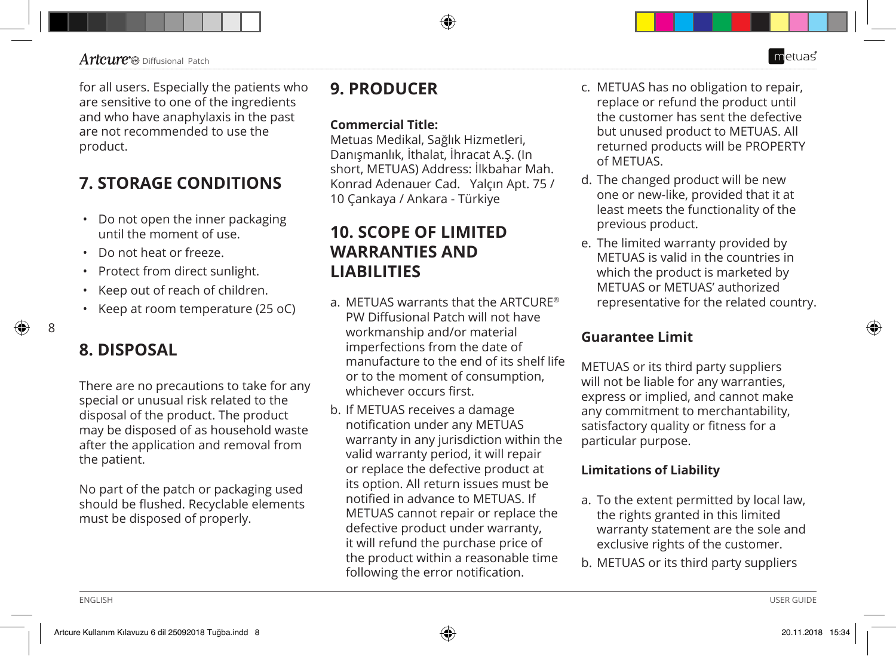for all users. Especially the patients who are sensitive to one of the ingredients and who have anaphylaxis in the past are not recommended to use the product.

## 7. STORAGE CONDITIONS

- Do not open the inner packaging until the moment of use.
- Do not heat or freeze.
- Protect from direct sunlight.
- Keep out of reach of children.
- Keep at room temperature (25 oC)

## 8. DISPOSAL

There are no precautions to take for any special or unusual risk related to the disposal of the product. The product may be disposed of as household waste after the application and removal from the patient.

No part of the patch or packaging used should be flushed. Recyclable elements must be disposed of properly.

## 9. PRODUCER

**Commercial Title:**
Metuas Medikal, Sağlık Hizmetleri, Danışmanlık, İthalat, İhracat A.Ş. (In short, METUAS) Address: İlkbahar Mah. Konrad Adenauer Cad. Yalçın Apt. 75 / 10 Çankaya / Ankara - Türkiye

## 10. SCOPE OF LIMITED WARRANTIES AND LIABILITIES

a. METUAS warrants that the ARTCURE® PW Diffusional Patch will not have workmanship and/or material imperfections from the date of manufacture to the end of its shelf life or to the moment of consumption, whichever occurs first.

b. If METUAS receives a damage notification under any METUAS warranty in any jurisdiction within the valid warranty period, it will repair or replace the defective product at its option. All return issues must be notified in advance to METUAS. If METUAS cannot repair or replace the defective product under warranty, it will refund the purchase price of the product within a reasonable time following the error notification.

c. METUAS has no obligation to repair, replace or refund the product until the customer has sent the defective but unused product to METUAS. All returned products will be PROPERTY of METUAS.

d. The changed product will be new one or new-like, provided that it at least meets the functionality of the previous product.

e. The limited warranty provided by METUAS is valid in the countries in which the product is marketed by METUAS or METUAS' authorized representative for the related country.

### Guarantee Limit

METUAS or its third party suppliers will not be liable for any warranties, express or implied, and cannot make any commitment to merchantability, satisfactory quality or fitness for a particular purpose.

### Limitations of Liability

a. To the extent permitted by local law, the rights granted in this limited warranty statement are the sole and exclusive rights of the customer.

b. METUAS or its third party suppliers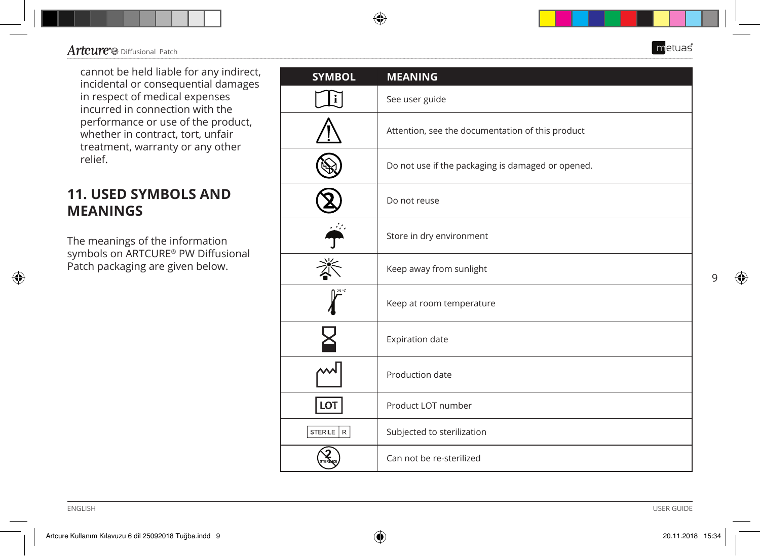cannot be held liable for any indirect, incidental or consequential damages in respect of medical expenses incurred in connection with the performance or use of the product, whether in contract, tort, unfair treatment, warranty or any other relief.

## 11. USED SYMBOLS AND MEANINGS

The meanings of the information symbols on ARTCURE® PW Diffusional Patch packaging are given below.

| SYMBOL | MEANING |
|---|---|
| | See user guide |
| | Attention, see the documentation of this product |
| | Do not use if the packaging is damaged or opened. |
| | Do not reuse |
| | Store in dry environment |
| | Keep away from sunlight |
| 25 °C | Keep at room temperature |
| | Expiration date |
| | Production date |
| LOT | Product LOT number |
| STERILE R | Subjected to sterilization |
| STERILIZE | Can not be re-sterilized |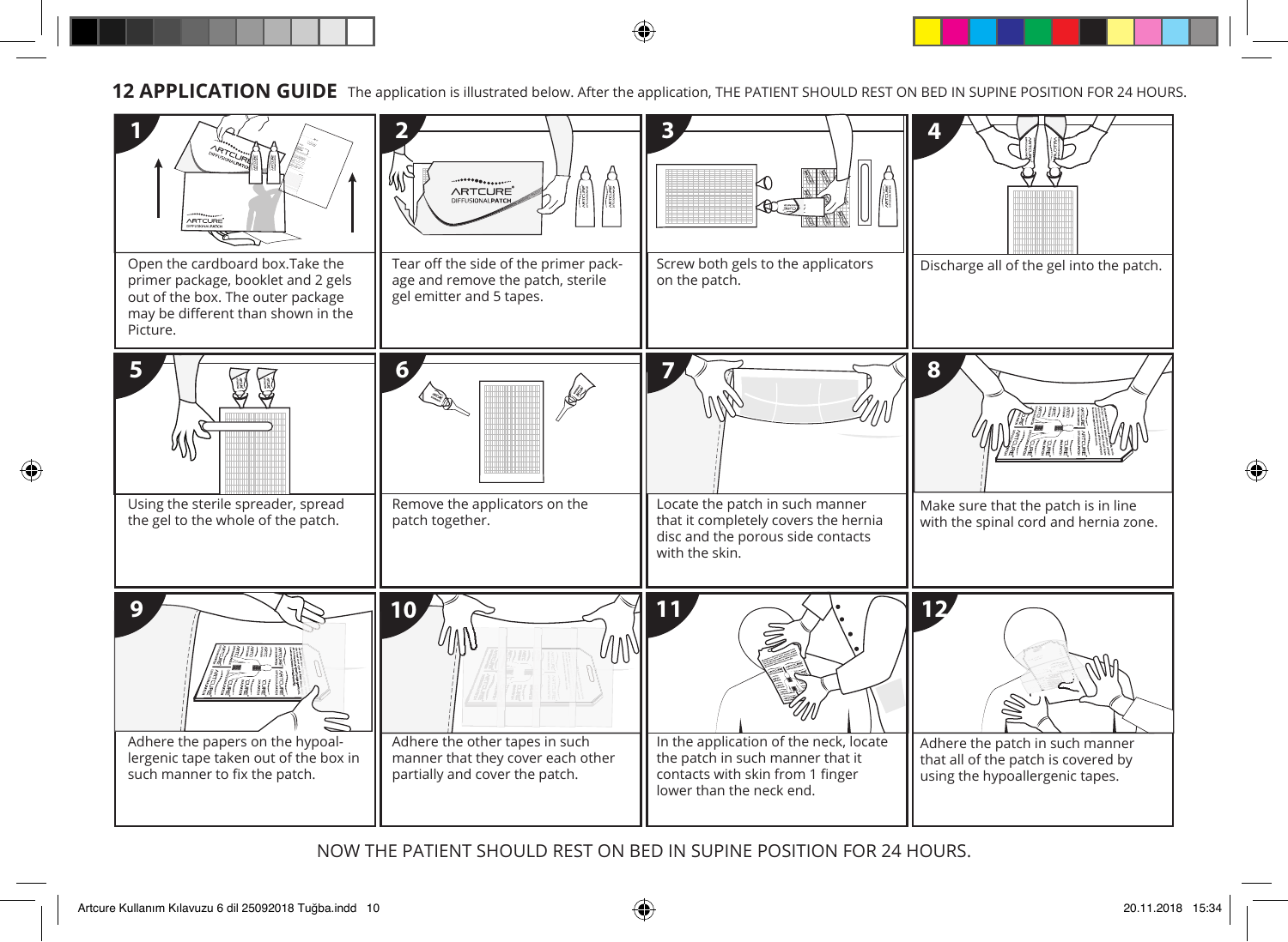## 12 APPLICATION GUIDE

The application is illustrated below. After the application, THE PATIENT SHOULD REST ON BED IN SUPINE POSITION FOR 24 HOURS.

1. Open the cardboard box.Take the primer package, booklet and 2 gels out of the box. The outer package may be different than shown in the Picture.
2. Tear off the side of the primer package and remove the patch, sterile gel emitter and 5 tapes.
3. Screw both gels to the applicators on the patch.
4. Discharge all of the gel into the patch.
5. Using the sterile spreader, spread the gel to the whole of the patch.
6. Remove the applicators on the patch together.
7. Locate the patch in such manner that it completely covers the hernia disc and the porous side contacts with the skin.
8. Make sure that the patch is in line with the spinal cord and hernia zone.
9. Adhere the papers on the hypoallergenic tape taken out of the box in such manner to fix the patch.
10. Adhere the other tapes in such manner that they cover each other partially and cover the patch.
11. In the application of the neck, locate the patch in such manner that it contacts with skin from 1 finger lower than the neck end.
12. Adhere the patch in such manner that all of the patch is covered by using the hypoallergenic tapes.

NOW THE PATIENT SHOULD REST ON BED IN SUPINE POSITION FOR 24 HOURS.